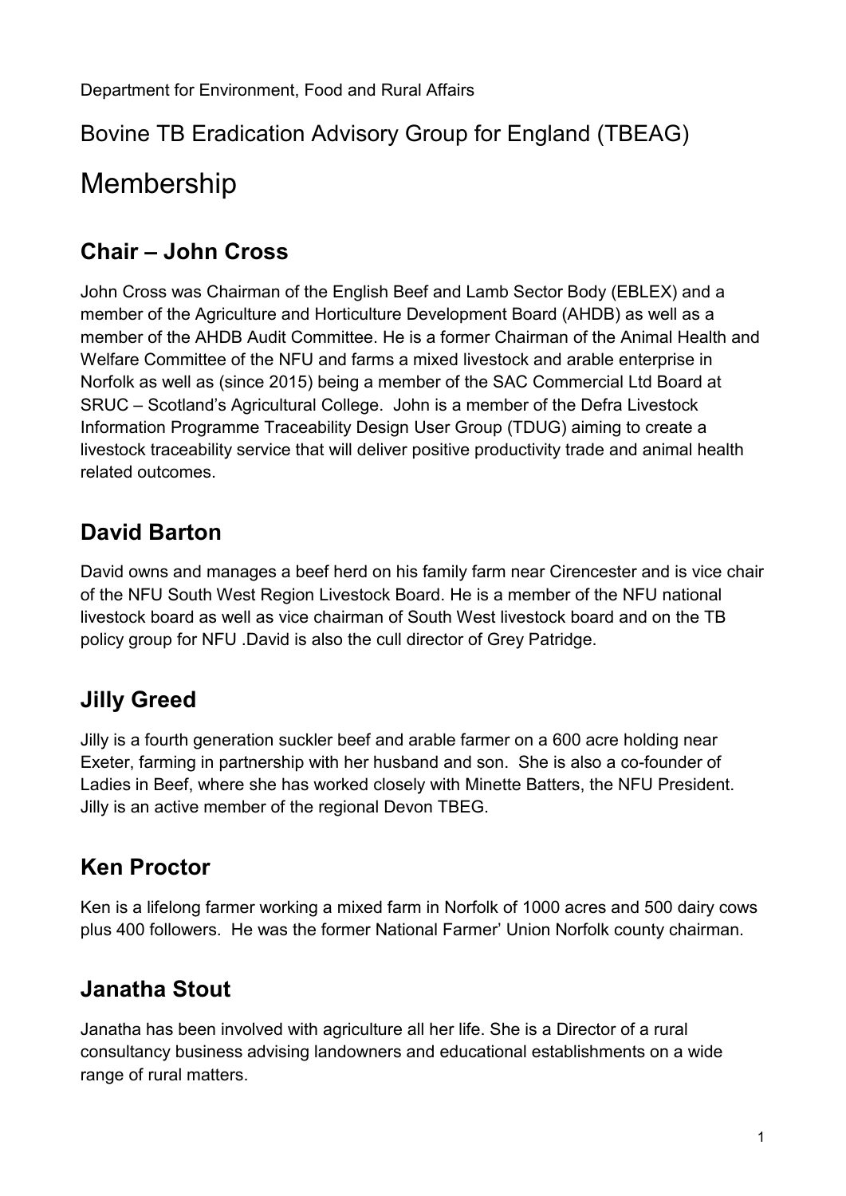Department for Environment, Food and Rural Affairs

## Bovine TB Eradication Advisory Group for England (TBEAG)

# Membership

## Chair – John Cross

John Cross was Chairman of the English Beef and Lamb Sector Body (EBLEX) and a member of the Agriculture and Horticulture Development Board (AHDB) as well as a member of the AHDB Audit Committee. He is a former Chairman of the Animal Health and Welfare Committee of the NFU and farms a mixed livestock and arable enterprise in Norfolk as well as (since 2015) being a member of the SAC Commercial Ltd Board at SRUC – Scotland's Agricultural College. John is a member of the Defra Livestock Information Programme Traceability Design User Group (TDUG) aiming to create a livestock traceability service that will deliver positive productivity trade and animal health related outcomes.

## David Barton

David owns and manages a beef herd on his family farm near Cirencester and is vice chair of the NFU South West Region Livestock Board. He is a member of the NFU national livestock board as well as vice chairman of South West livestock board and on the TB policy group for NFU .David is also the cull director of Grey Patridge.

## Jilly Greed

Jilly is a fourth generation suckler beef and arable farmer on a 600 acre holding near Exeter, farming in partnership with her husband and son. She is also a co-founder of Ladies in Beef, where she has worked closely with Minette Batters, the NFU President. Jilly is an active member of the regional Devon TBEG.

## Ken Proctor

Ken is a lifelong farmer working a mixed farm in Norfolk of 1000 acres and 500 dairy cows plus 400 followers. He was the former National Farmer' Union Norfolk county chairman.

## Janatha Stout

Janatha has been involved with agriculture all her life. She is a Director of a rural consultancy business advising landowners and educational establishments on a wide range of rural matters.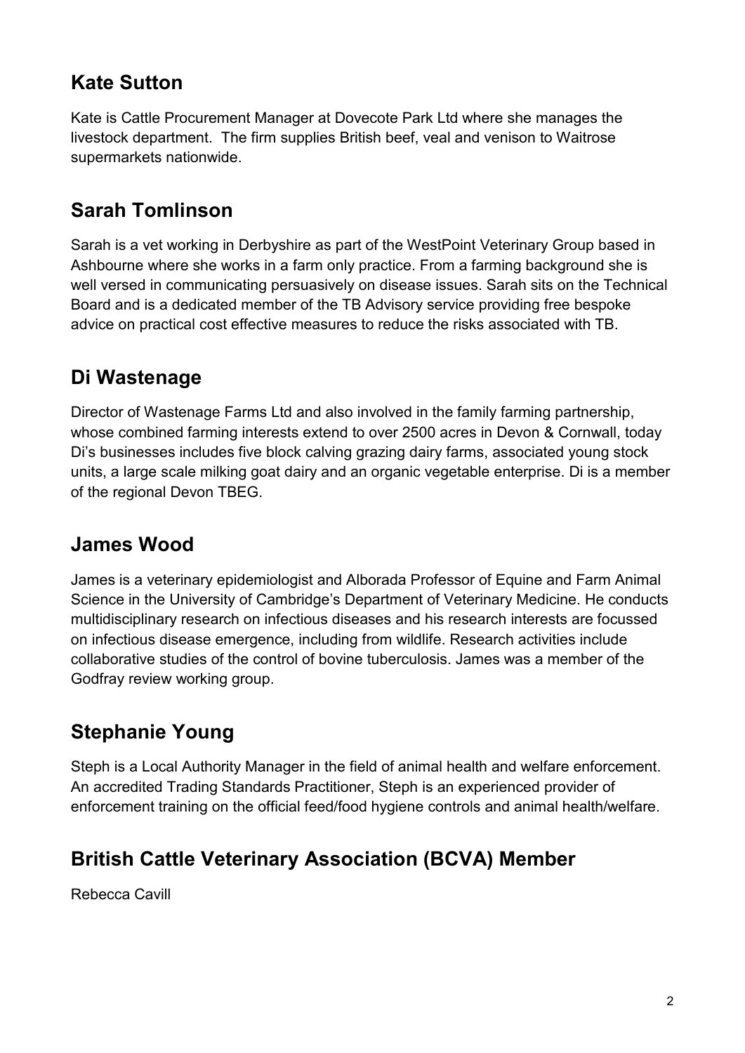## Kate Sutton

Kate is Cattle Procurement Manager at Dovecote Park Ltd where she manages the livestock department. The firm supplies British beef, veal and venison to Waitrose supermarkets nationwide.

## Sarah Tomlinson

Sarah is a vet working in Derbyshire as part of the WestPoint Veterinary Group based in Ashbourne where she works in a farm only practice. From a farming background she is well versed in communicating persuasively on disease issues. Sarah sits on the Technical Board and is a dedicated member of the TB Advisory service providing free bespoke advice on practical cost effective measures to reduce the risks associated with TB.

## Di Wastenage

Director of Wastenage Farms Ltd and also involved in the family farming partnership, whose combined farming interests extend to over 2500 acres in Devon & Cornwall, today Di's businesses includes five block calving grazing dairy farms, associated young stock units, a large scale milking goat dairy and an organic vegetable enterprise. Di is a member of the regional Devon TBEG.

## James Wood

James is a veterinary epidemiologist and Alborada Professor of Equine and Farm Animal Science in the University of Cambridge's Department of Veterinary Medicine. He conducts multidisciplinary research on infectious diseases and his research interests are focussed on infectious disease emergence, including from wildlife. Research activities include collaborative studies of the control of bovine tuberculosis. James was a member of the Godfray review working group.

## Stephanie Young

Steph is a Local Authority Manager in the field of animal health and welfare enforcement. An accredited Trading Standards Practitioner, Steph is an experienced provider of enforcement training on the official feed/food hygiene controls and animal health/welfare.

## British Cattle Veterinary Association (BCVA) Member

Rebecca Cavill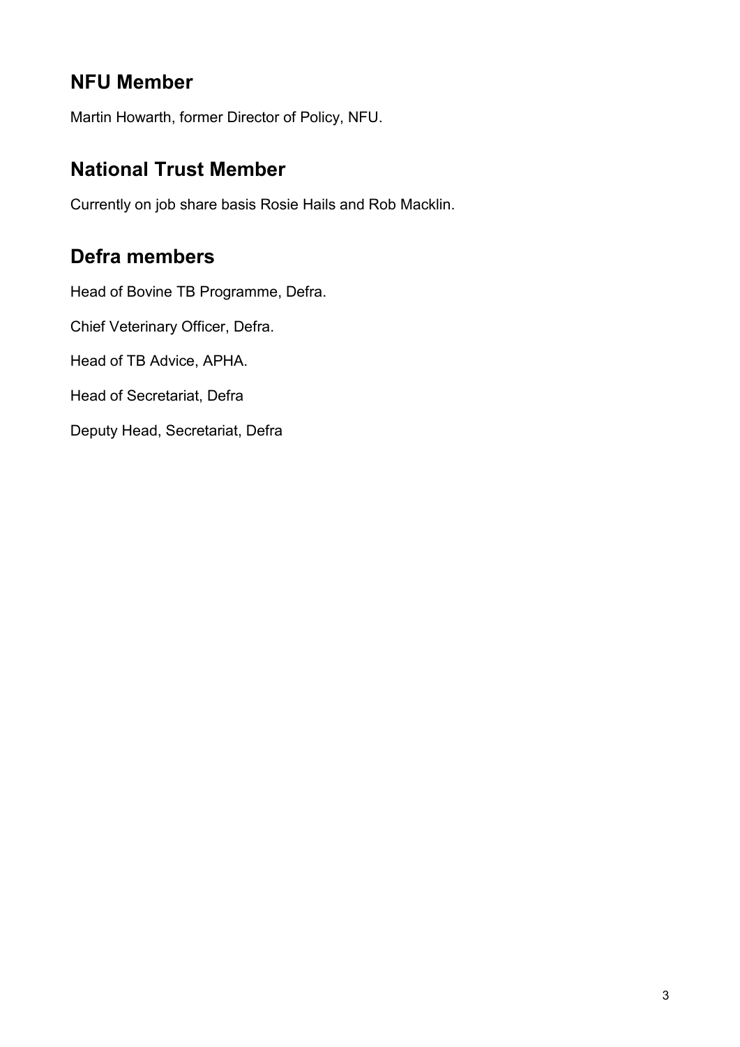## NFU Member

Martin Howarth, former Director of Policy, NFU.

## National Trust Member

Currently on job share basis Rosie Hails and Rob Macklin.

## Defra members

Head of Bovine TB Programme, Defra.

Chief Veterinary Officer, Defra.

Head of TB Advice, APHA.

Head of Secretariat, Defra

Deputy Head, Secretariat, Defra